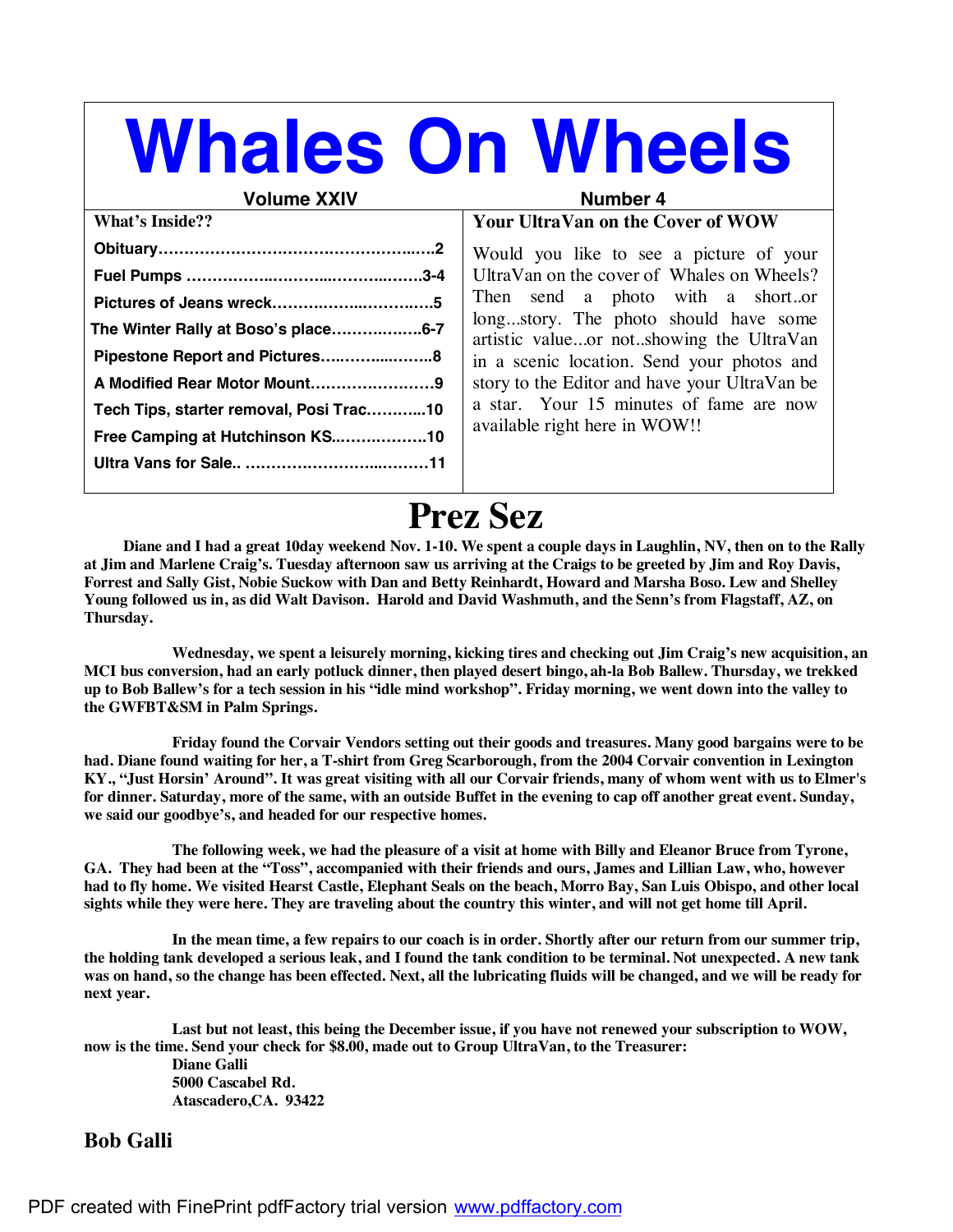# Whales On Wheels

**Volume XXIV** **Number 4**

**What's Inside??**

- **Obituary……………………………………………..…..2**
- **Fuel Pumps …………….………...……….…….3-4**
- **Pictures of Jeans wreck…………..…..………….5**
- **The Winter Rally at Boso's place………………6-7**
- **Pipestone Report and Pictures…..……....……..8**
- **A Modified Rear Motor Mount……………………9**
- **Tech Tips, starter removal, Posi Trac………...10**
- **Free Camping at Hutchinson KS..……………..10**
- **Ultra Vans for Sale.. ……………………...………11**

## Your UltraVan on the Cover of WOW

Would you like to see a picture of your UltraVan on the cover of Whales on Wheels? Then send a photo with a short..or long...story. The photo should have some artistic value...or not..showing the UltraVan in a scenic location. Send your photos and story to the Editor and have your UltraVan be a star. Your 15 minutes of fame are now available right here in WOW!!

# Prez Sez

**Diane and I had a great 10day weekend Nov. 1-10. We spent a couple days in Laughlin, NV, then on to the Rally at Jim and Marlene Craig's. Tuesday afternoon saw us arriving at the Craigs to be greeted by Jim and Roy Davis, Forrest and Sally Gist, Nobie Suckow with Dan and Betty Reinhardt, Howard and Marsha Boso. Lew and Shelley Young followed us in, as did Walt Davison. Harold and David Washmuth, and the Senn's from Flagstaff, AZ, on Thursday.**

**Wednesday, we spent a leisurely morning, kicking tires and checking out Jim Craig's new acquisition, an MCI bus conversion, had an early potluck dinner, then played desert bingo, ah-la Bob Ballew. Thursday, we trekked up to Bob Ballew's for a tech session in his "idle mind workshop". Friday morning, we went down into the valley to the GWFBT&SM in Palm Springs.**

**Friday found the Corvair Vendors setting out their goods and treasures. Many good bargains were to be had. Diane found waiting for her, a T-shirt from Greg Scarborough, from the 2004 Corvair convention in Lexington KY., "Just Horsin' Around". It was great visiting with all our Corvair friends, many of whom went with us to Elmer's for dinner. Saturday, more of the same, with an outside Buffet in the evening to cap off another great event. Sunday, we said our goodbye's, and headed for our respective homes.**

**The following week, we had the pleasure of a visit at home with Billy and Eleanor Bruce from Tyrone, GA. They had been at the "Toss", accompanied with their friends and ours, James and Lillian Law, who, however had to fly home. We visited Hearst Castle, Elephant Seals on the beach, Morro Bay, San Luis Obispo, and other local sights while they were here. They are traveling about the country this winter, and will not get home till April.**

**In the mean time, a few repairs to our coach is in order. Shortly after our return from our summer trip, the holding tank developed a serious leak, and I found the tank condition to be terminal. Not unexpected. A new tank was on hand, so the change has been effected. Next, all the lubricating fluids will be changed, and we will be ready for next year.**

**Last but not least, this being the December issue, if you have not renewed your subscription to WOW, now is the time. Send your check for $8.00, made out to Group UltraVan, to the Treasurer:**

**Diane Galli**
**5000 Cascabel Rd.**
**Atascadero,CA. 93422**

**Bob Galli**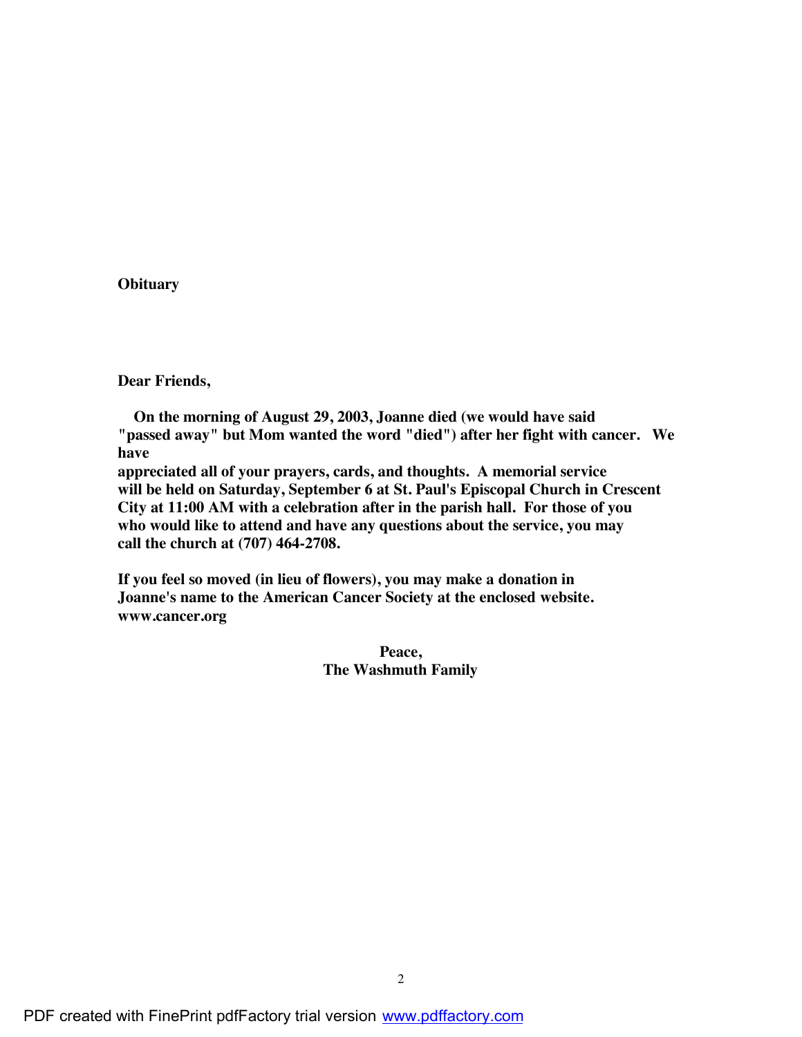**Obituary**

**Dear Friends,**

**On the morning of August 29, 2003, Joanne died (we would have said "passed away" but Mom wanted the word "died") after her fight with cancer. We have appreciated all of your prayers, cards, and thoughts. A memorial service will be held on Saturday, September 6 at St. Paul's Episcopal Church in Crescent City at 11:00 AM with a celebration after in the parish hall. For those of you who would like to attend and have any questions about the service, you may call the church at (707) 464-2708.**

**If you feel so moved (in lieu of flowers), you may make a donation in Joanne's name to the American Cancer Society at the enclosed website. www.cancer.org**

**Peace,**
**The Washmuth Family**

PDF created with FinePrint pdfFactory trial version www.pdffactory.com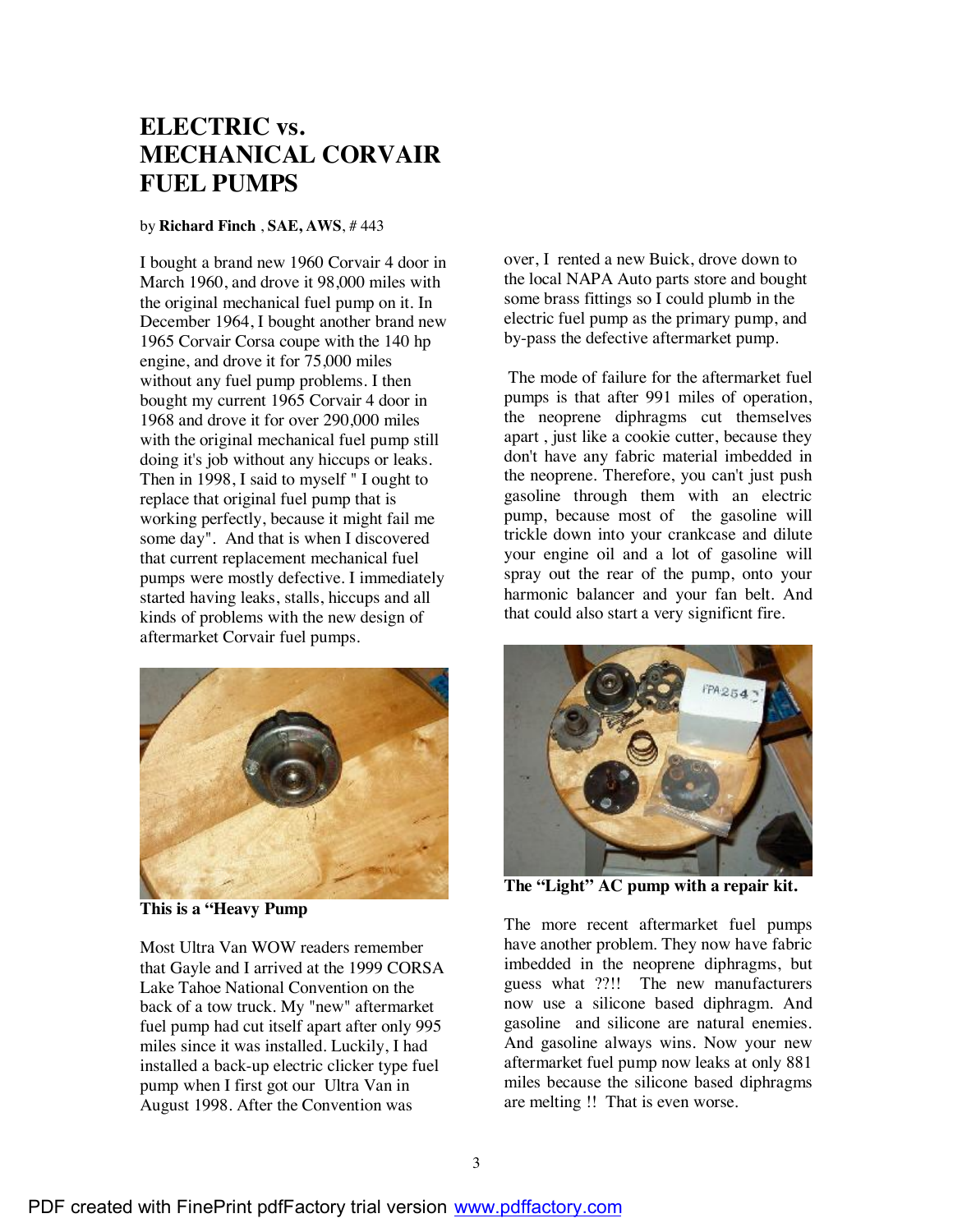# ELECTRIC vs. MECHANICAL CORVAIR FUEL PUMPS

by **Richard Finch** , **SAE, AWS**, # 443

I bought a brand new 1960 Corvair 4 door in March 1960, and drove it 98,000 miles with the original mechanical fuel pump on it. In December 1964, I bought another brand new 1965 Corvair Corsa coupe with the 140 hp engine, and drove it for 75,000 miles without any fuel pump problems. I then bought my current 1965 Corvair 4 door in 1968 and drove it for over 290,000 miles with the original mechanical fuel pump still doing it's job without any hiccups or leaks. Then in 1998, I said to myself " I ought to replace that original fuel pump that is working perfectly, because it might fail me some day". And that is when I discovered that current replacement mechanical fuel pumps were mostly defective. I immediately started having leaks, stalls, hiccups and all kinds of problems with the new design of aftermarket Corvair fuel pumps.

**This is a "Heavy Pump**

Most Ultra Van WOW readers remember that Gayle and I arrived at the 1999 CORSA Lake Tahoe National Convention on the back of a tow truck. My "new" aftermarket fuel pump had cut itself apart after only 995 miles since it was installed. Luckily, I had installed a back-up electric clicker type fuel pump when I first got our Ultra Van in August 1998. After the Convention was over, I rented a new Buick, drove down to the local NAPA Auto parts store and bought some brass fittings so I could plumb in the electric fuel pump as the primary pump, and by-pass the defective aftermarket pump.

The mode of failure for the aftermarket fuel pumps is that after 991 miles of operation, the neoprene diphragms cut themselves apart , just like a cookie cutter, because they don't have any fabric material imbedded in the neoprene. Therefore, you can't just push gasoline through them with an electric pump, because most of the gasoline will trickle down into your crankcase and dilute your engine oil and a lot of gasoline will spray out the rear of the pump, onto your harmonic balancer and your fan belt. And that could also start a very significnt fire.

**The "Light" AC pump with a repair kit.**

The more recent aftermarket fuel pumps have another problem. They now have fabric imbedded in the neoprene diphragms, but guess what ??!! The new manufacturers now use a silicone based diphragm. And gasoline and silicone are natural enemies. And gasoline always wins. Now your new aftermarket fuel pump now leaks at only 881 miles because the silicone based diphragms are melting !! That is even worse.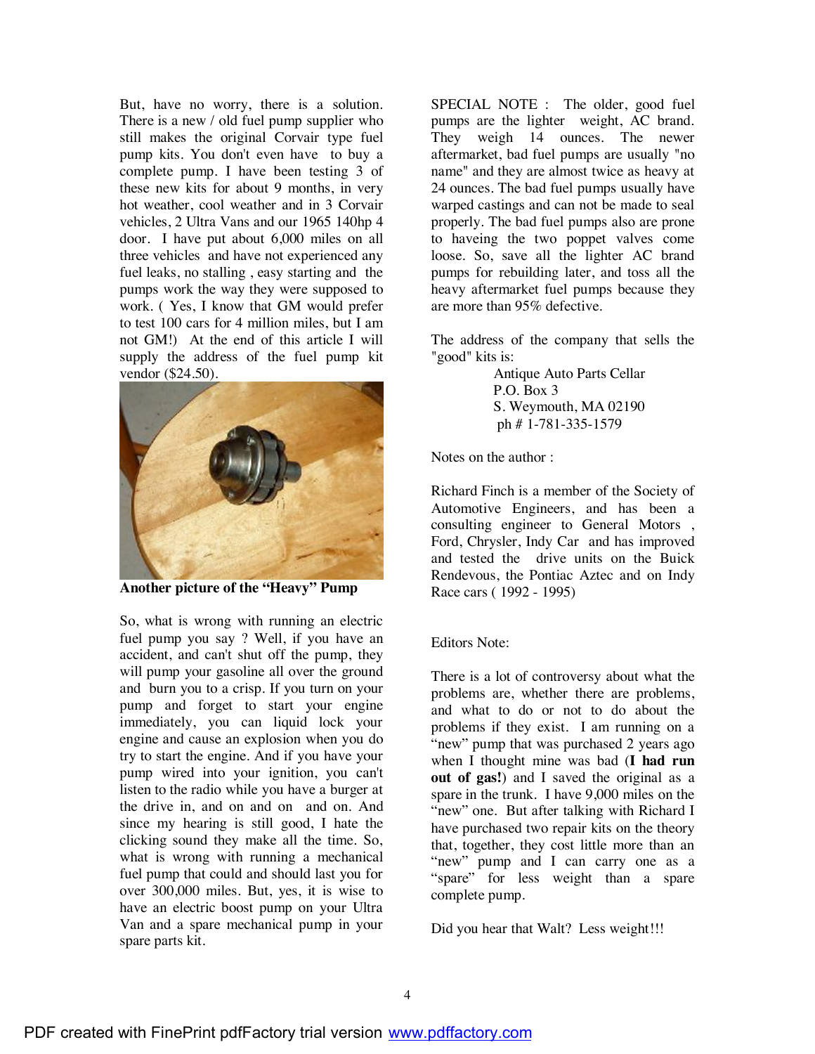But, have no worry, there is a solution. There is a new / old fuel pump supplier who still makes the original Corvair type fuel pump kits. You don't even have to buy a complete pump. I have been testing 3 of these new kits for about 9 months, in very hot weather, cool weather and in 3 Corvair vehicles, 2 Ultra Vans and our 1965 140hp 4 door. I have put about 6,000 miles on all three vehicles and have not experienced any fuel leaks, no stalling , easy starting and the pumps work the way they were supposed to work. ( Yes, I know that GM would prefer to test 100 cars for 4 million miles, but I am not GM!) At the end of this article I will supply the address of the fuel pump kit vendor ($24.50).

**Another picture of the "Heavy" Pump**

So, what is wrong with running an electric fuel pump you say ? Well, if you have an accident, and can't shut off the pump, they will pump your gasoline all over the ground and burn you to a crisp. If you turn on your pump and forget to start your engine immediately, you can liquid lock your engine and cause an explosion when you do try to start the engine. And if you have your pump wired into your ignition, you can't listen to the radio while you have a burger at the drive in, and on and on and on. And since my hearing is still good, I hate the clicking sound they make all the time. So, what is wrong with running a mechanical fuel pump that could and should last you for over 300,000 miles. But, yes, it is wise to have an electric boost pump on your Ultra Van and a spare mechanical pump in your spare parts kit.

SPECIAL NOTE : The older, good fuel pumps are the lighter weight, AC brand. They weigh 14 ounces. The newer aftermarket, bad fuel pumps are usually "no name" and they are almost twice as heavy at 24 ounces. The bad fuel pumps usually have warped castings and can not be made to seal properly. The bad fuel pumps also are prone to haveing the two poppet valves come loose. So, save all the lighter AC brand pumps for rebuilding later, and toss all the heavy aftermarket fuel pumps because they are more than 95% defective.

The address of the company that sells the "good" kits is:

Antique Auto Parts Cellar
P.O. Box 3
S. Weymouth, MA 02190
ph # 1-781-335-1579

Notes on the author :

Richard Finch is a member of the Society of Automotive Engineers, and has been a consulting engineer to General Motors , Ford, Chrysler, Indy Car and has improved and tested the drive units on the Buick Rendevous, the Pontiac Aztec and on Indy Race cars ( 1992 - 1995)

Editors Note:

There is a lot of controversy about what the problems are, whether there are problems, and what to do or not to do about the problems if they exist. I am running on a "new" pump that was purchased 2 years ago when I thought mine was bad (**I had run out of gas!**) and I saved the original as a spare in the trunk. I have 9,000 miles on the "new" one. But after talking with Richard I have purchased two repair kits on the theory that, together, they cost little more than an "new" pump and I can carry one as a "spare" for less weight than a spare complete pump.

Did you hear that Walt? Less weight!!!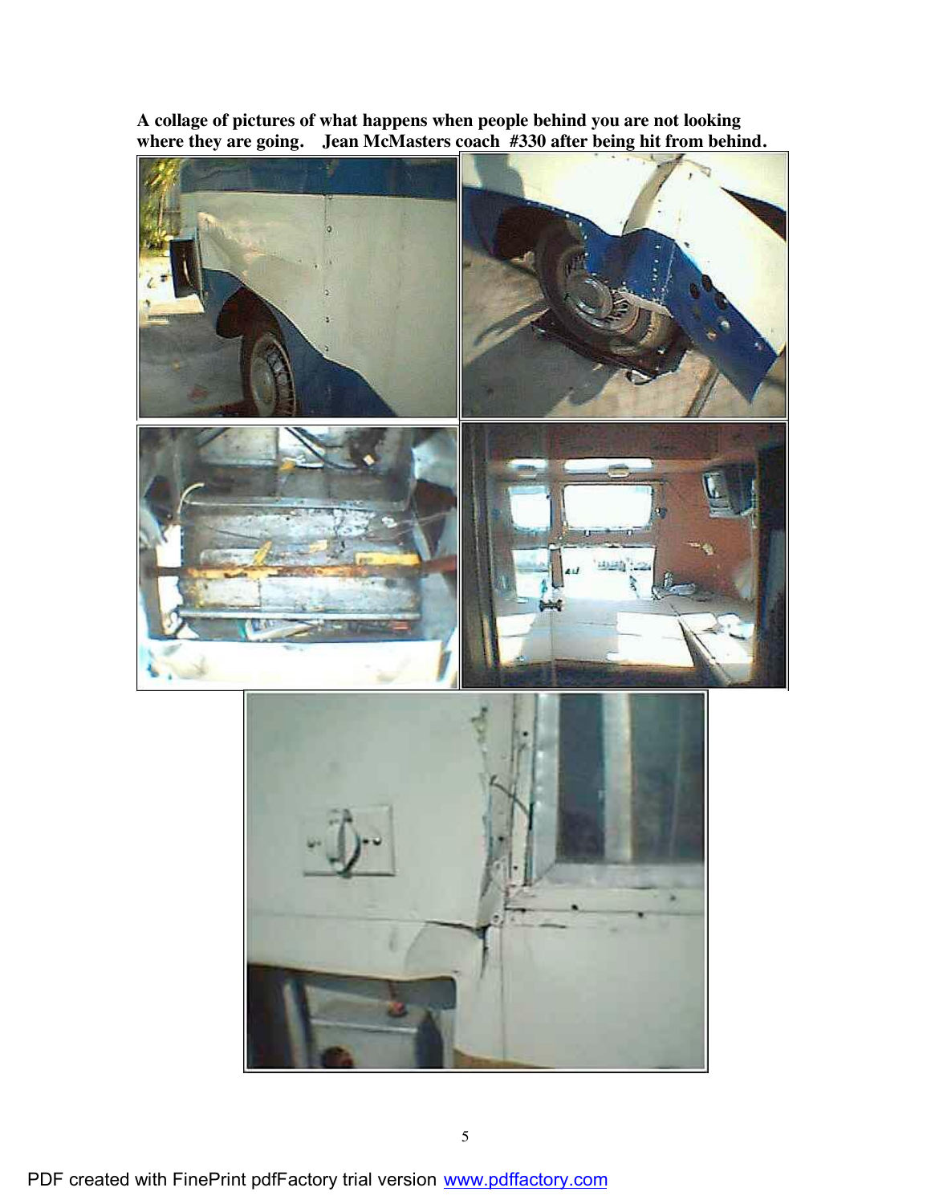**A collage of pictures of what happens when people behind you are not looking where they are going. Jean McMasters coach #330 after being hit from behind.**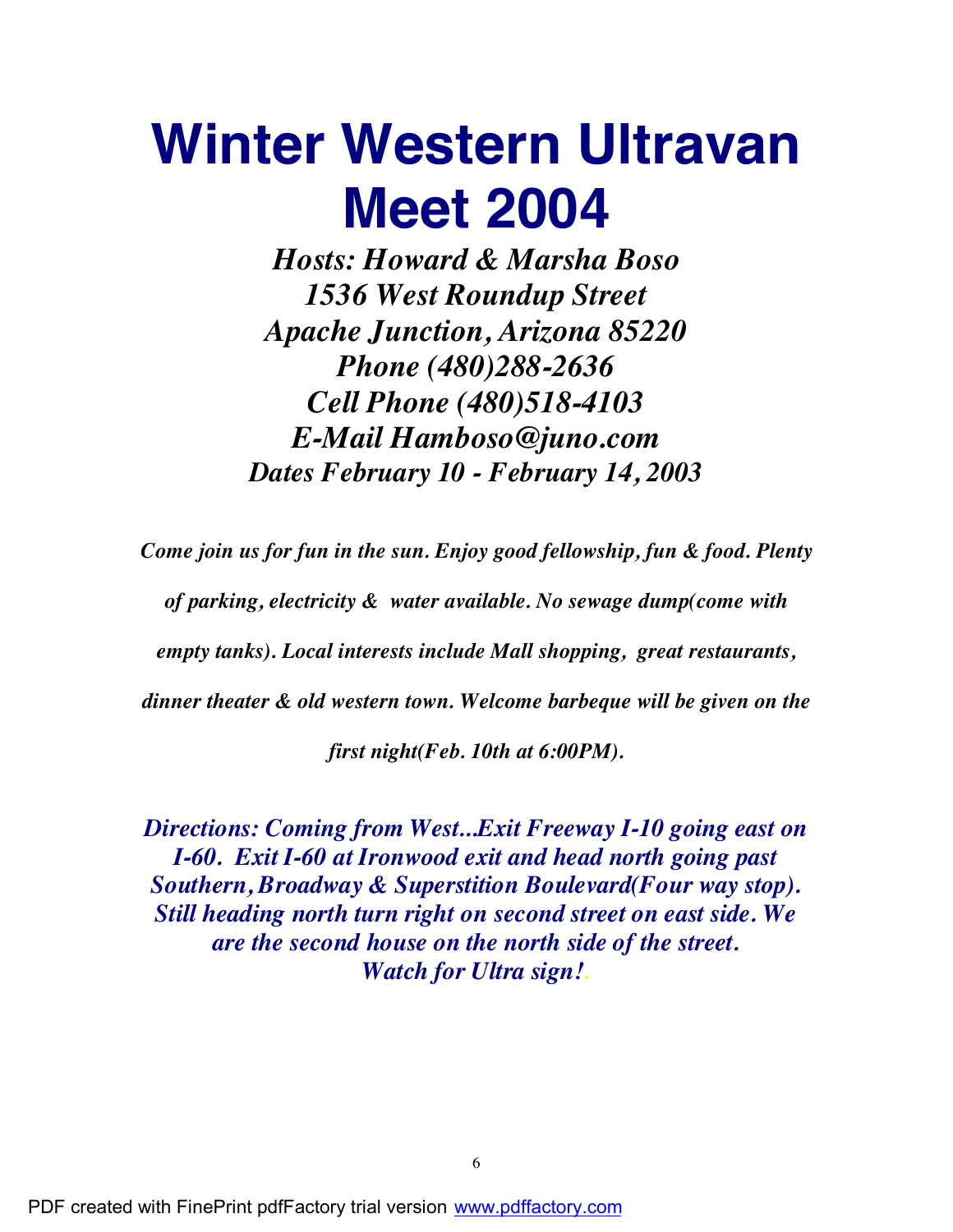# Winter Western Ultravan Meet 2004

***Hosts: Howard & Marsha Boso***
***1536 West Roundup Street***
***Apache Junction, Arizona 85220***
***Phone (480)288-2636***
***Cell Phone (480)518-4103***
***E-Mail Hamboso@juno.com***
***Dates February 10 - February 14, 2003***

***Come join us for fun in the sun. Enjoy good fellowship, fun & food. Plenty of parking, electricity & water available. No sewage dump(come with empty tanks). Local interests include Mall shopping, great restaurants, dinner theater & old western town. Welcome barbeque will be given on the first night(Feb. 10th at 6:00PM).***

***Directions: Coming from West...Exit Freeway I-10 going east on I-60. Exit I-60 at Ironwood exit and head north going past Southern, Broadway & Superstition Boulevard(Four way stop). Still heading north turn right on second street on east side. We are the second house on the north side of the street. Watch for Ultra sign!.***

PDF created with FinePrint pdfFactory trial version www.pdffactory.com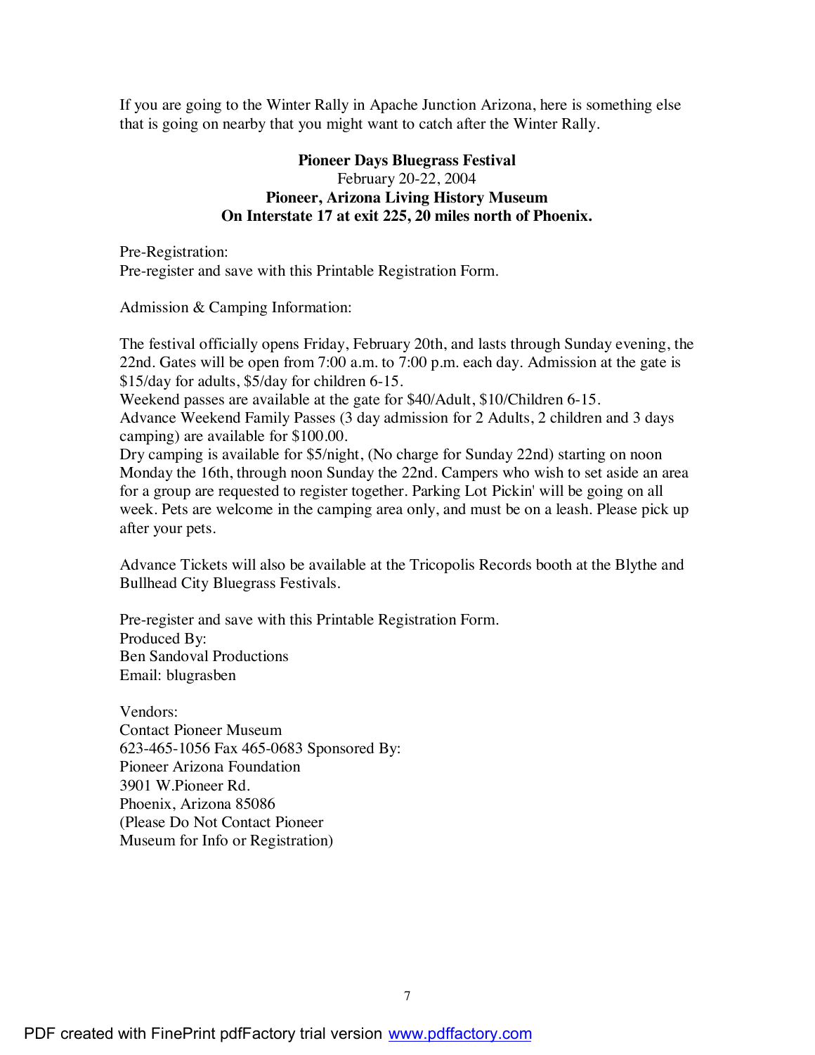If you are going to the Winter Rally in Apache Junction Arizona, here is something else that is going on nearby that you might want to catch after the Winter Rally.

**Pioneer Days Bluegrass Festival**
February 20-22, 2004
**Pioneer, Arizona Living History Museum**
**On Interstate 17 at exit 225, 20 miles north of Phoenix.**

Pre-Registration:
Pre-register and save with this Printable Registration Form.

Admission & Camping Information:

The festival officially opens Friday, February 20th, and lasts through Sunday evening, the 22nd. Gates will be open from 7:00 a.m. to 7:00 p.m. each day. Admission at the gate is $15/day for adults, $5/day for children 6-15.
Weekend passes are available at the gate for $40/Adult, $10/Children 6-15.
Advance Weekend Family Passes (3 day admission for 2 Adults, 2 children and 3 days camping) are available for $100.00.
Dry camping is available for $5/night, (No charge for Sunday 22nd) starting on noon Monday the 16th, through noon Sunday the 22nd. Campers who wish to set aside an area for a group are requested to register together. Parking Lot Pickin' will be going on all week. Pets are welcome in the camping area only, and must be on a leash. Please pick up after your pets.

Advance Tickets will also be available at the Tricopolis Records booth at the Blythe and Bullhead City Bluegrass Festivals.

Pre-register and save with this Printable Registration Form.
Produced By:
Ben Sandoval Productions
Email: blugrasben

Vendors:
Contact Pioneer Museum
623-465-1056 Fax 465-0683 Sponsored By:
Pioneer Arizona Foundation
3901 W.Pioneer Rd.
Phoenix, Arizona 85086
(Please Do Not Contact Pioneer
Museum for Info or Registration)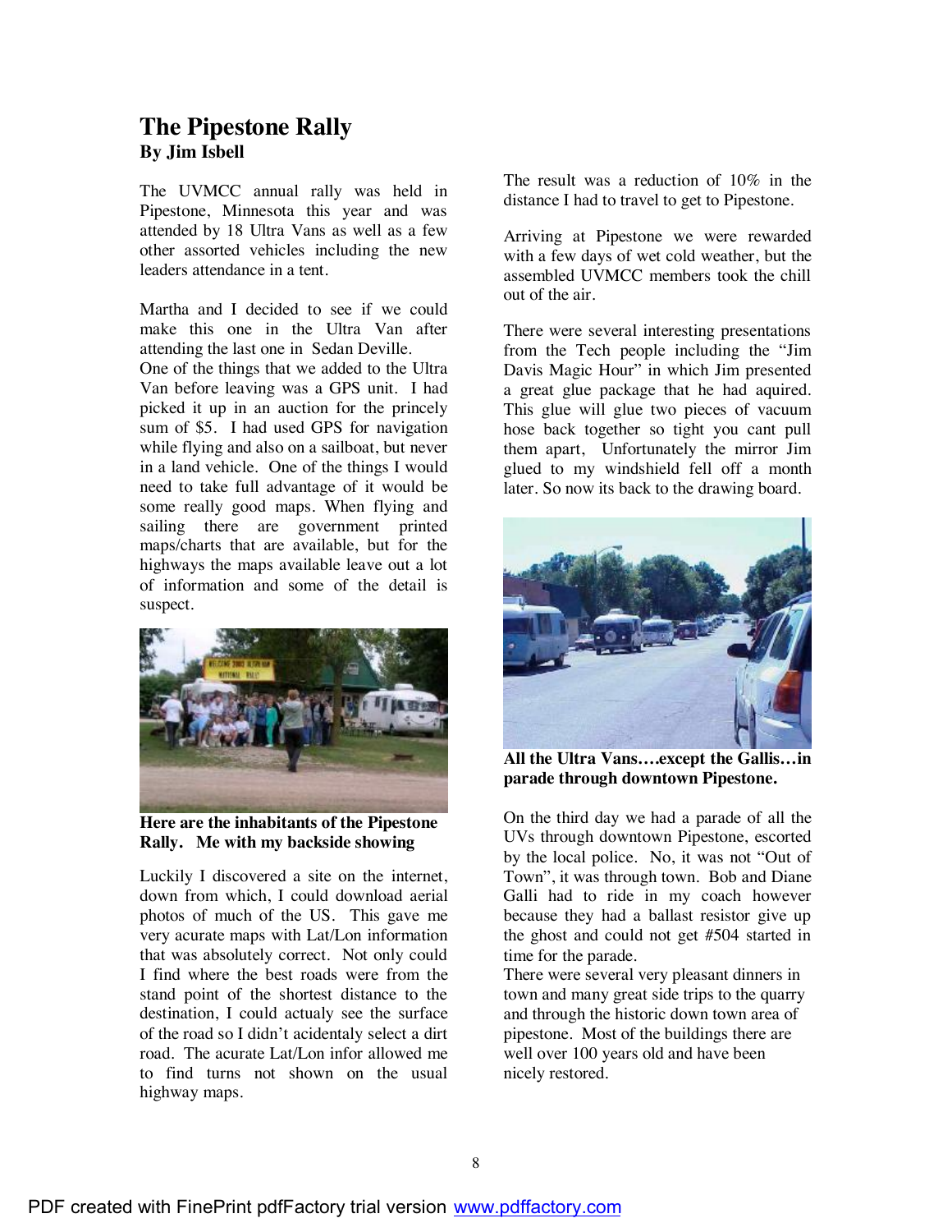# The Pipestone Rally

**By Jim Isbell**

The UVMCC annual rally was held in Pipestone, Minnesota this year and was attended by 18 Ultra Vans as well as a few other assorted vehicles including the new leaders attendance in a tent.

Martha and I decided to see if we could make this one in the Ultra Van after attending the last one in Sedan Deville.

One of the things that we added to the Ultra Van before leaving was a GPS unit. I had picked it up in an auction for the princely sum of $5. I had used GPS for navigation while flying and also on a sailboat, but never in a land vehicle. One of the things I would need to take full advantage of it would be some really good maps. When flying and sailing there are government printed maps/charts that are available, but for the highways the maps available leave out a lot of information and some of the detail is suspect.

**Here are the inhabitants of the Pipestone Rally. Me with my backside showing**

Luckily I discovered a site on the internet, down from which, I could download aerial photos of much of the US. This gave me very acurate maps with Lat/Lon information that was absolutely correct. Not only could I find where the best roads were from the stand point of the shortest distance to the destination, I could actualy see the surface of the road so I didn't acidentaly select a dirt road. The acurate Lat/Lon infor allowed me to find turns not shown on the usual highway maps.

The result was a reduction of 10% in the distance I had to travel to get to Pipestone.

Arriving at Pipestone we were rewarded with a few days of wet cold weather, but the assembled UVMCC members took the chill out of the air.

There were several interesting presentations from the Tech people including the "Jim Davis Magic Hour" in which Jim presented a great glue package that he had aquired. This glue will glue two pieces of vacuum hose back together so tight you cant pull them apart, Unfortunately the mirror Jim glued to my windshield fell off a month later. So now its back to the drawing board.

**All the Ultra Vans….except the Gallis…in parade through downtown Pipestone.**

On the third day we had a parade of all the UVs through downtown Pipestone, escorted by the local police. No, it was not "Out of Town", it was through town. Bob and Diane Galli had to ride in my coach however because they had a ballast resistor give up the ghost and could not get #504 started in time for the parade.

There were several very pleasant dinners in town and many great side trips to the quarry and through the historic down town area of pipestone. Most of the buildings there are well over 100 years old and have been nicely restored.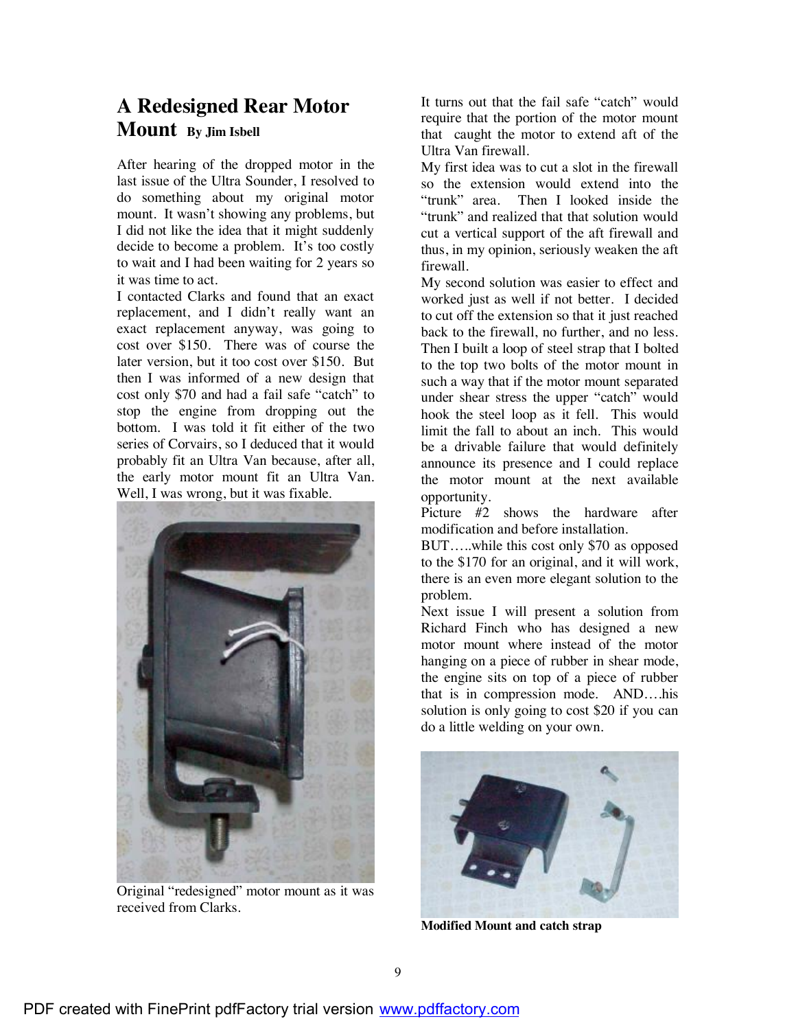# A Redesigned Rear Motor Mount

**By Jim Isbell**

After hearing of the dropped motor in the last issue of the Ultra Sounder, I resolved to do something about my original motor mount. It wasn't showing any problems, but I did not like the idea that it might suddenly decide to become a problem. It's too costly to wait and I had been waiting for 2 years so it was time to act.

I contacted Clarks and found that an exact replacement, and I didn't really want an exact replacement anyway, was going to cost over $150. There was of course the later version, but it too cost over $150. But then I was informed of a new design that cost only $70 and had a fail safe "catch" to stop the engine from dropping out the bottom. I was told it fit either of the two series of Corvairs, so I deduced that it would probably fit an Ultra Van because, after all, the early motor mount fit an Ultra Van. Well, I was wrong, but it was fixable.

Original "redesigned" motor mount as it was received from Clarks.

It turns out that the fail safe "catch" would require that the portion of the motor mount that caught the motor to extend aft of the Ultra Van firewall.

My first idea was to cut a slot in the firewall so the extension would extend into the "trunk" area. Then I looked inside the "trunk" and realized that that solution would cut a vertical support of the aft firewall and thus, in my opinion, seriously weaken the aft firewall.

My second solution was easier to effect and worked just as well if not better. I decided to cut off the extension so that it just reached back to the firewall, no further, and no less. Then I built a loop of steel strap that I bolted to the top two bolts of the motor mount in such a way that if the motor mount separated under shear stress the upper "catch" would hook the steel loop as it fell. This would limit the fall to about an inch. This would be a drivable failure that would definitely announce its presence and I could replace the motor mount at the next available opportunity.

Picture #2 shows the hardware after modification and before installation.

BUT…..while this cost only $70 as opposed to the $170 for an original, and it will work, there is an even more elegant solution to the problem.

Next issue I will present a solution from Richard Finch who has designed a new motor mount where instead of the motor hanging on a piece of rubber in shear mode, the engine sits on top of a piece of rubber that is in compression mode. AND….his solution is only going to cost $20 if you can do a little welding on your own.

**Modified Mount and catch strap**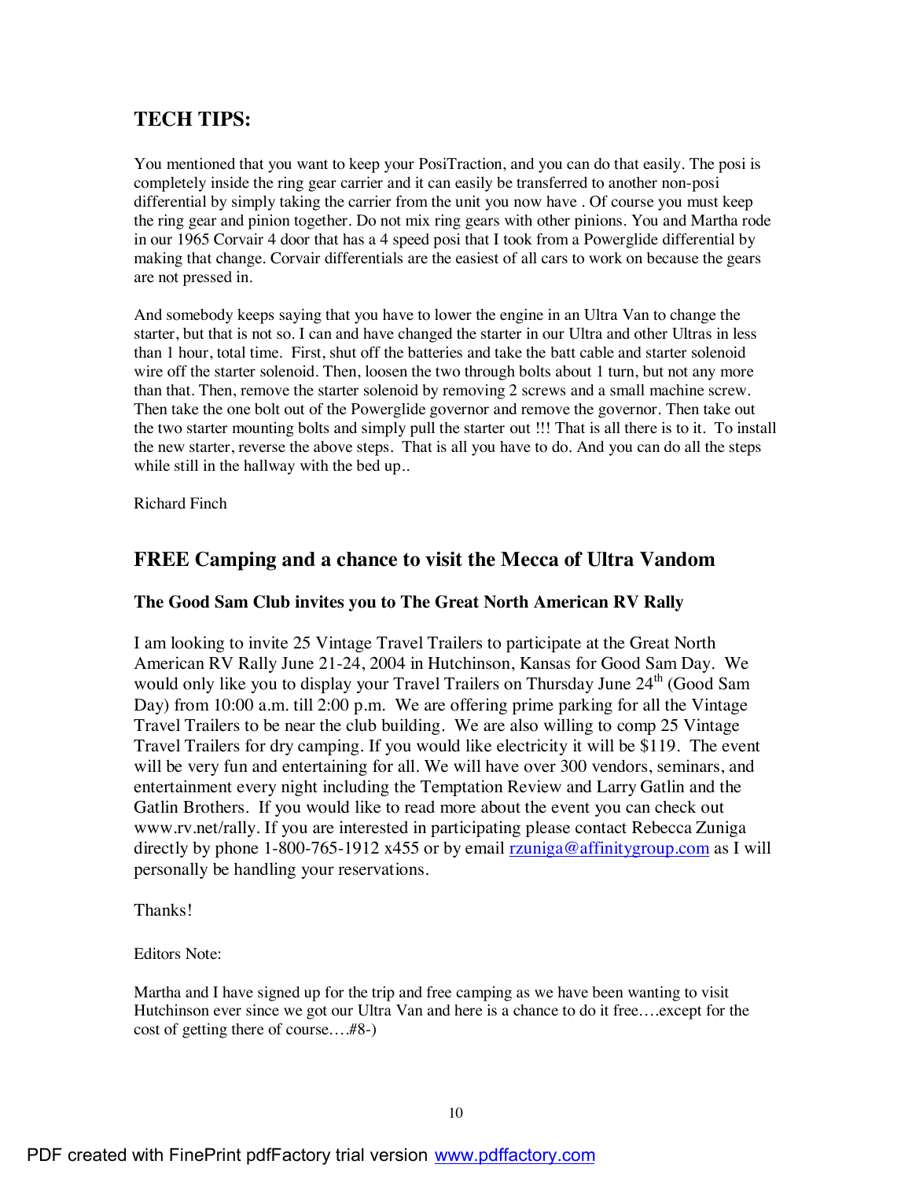## TECH TIPS:

You mentioned that you want to keep your PosiTraction, and you can do that easily. The posi is completely inside the ring gear carrier and it can easily be transferred to another non-posi differential by simply taking the carrier from the unit you now have . Of course you must keep the ring gear and pinion together. Do not mix ring gears with other pinions. You and Martha rode in our 1965 Corvair 4 door that has a 4 speed posi that I took from a Powerglide differential by making that change. Corvair differentials are the easiest of all cars to work on because the gears are not pressed in.

And somebody keeps saying that you have to lower the engine in an Ultra Van to change the starter, but that is not so. I can and have changed the starter in our Ultra and other Ultras in less than 1 hour, total time. First, shut off the batteries and take the batt cable and starter solenoid wire off the starter solenoid. Then, loosen the two through bolts about 1 turn, but not any more than that. Then, remove the starter solenoid by removing 2 screws and a small machine screw. Then take the one bolt out of the Powerglide governor and remove the governor. Then take out the two starter mounting bolts and simply pull the starter out !!! That is all there is to it. To install the new starter, reverse the above steps. That is all you have to do. And you can do all the steps while still in the hallway with the bed up..

Richard Finch

## FREE Camping and a chance to visit the Mecca of Ultra Vandom

### The Good Sam Club invites you to The Great North American RV Rally

I am looking to invite 25 Vintage Travel Trailers to participate at the Great North American RV Rally June 21-24, 2004 in Hutchinson, Kansas for Good Sam Day. We would only like you to display your Travel Trailers on Thursday June 24th (Good Sam Day) from 10:00 a.m. till 2:00 p.m. We are offering prime parking for all the Vintage Travel Trailers to be near the club building. We are also willing to comp 25 Vintage Travel Trailers for dry camping. If you would like electricity it will be $119. The event will be very fun and entertaining for all. We will have over 300 vendors, seminars, and entertainment every night including the Temptation Review and Larry Gatlin and the Gatlin Brothers. If you would like to read more about the event you can check out www.rv.net/rally. If you are interested in participating please contact Rebecca Zuniga directly by phone 1-800-765-1912 x455 or by email rzuniga@affinitygroup.com as I will personally be handling your reservations.

Thanks!

Editors Note:

Martha and I have signed up for the trip and free camping as we have been wanting to visit Hutchinson ever since we got our Ultra Van and here is a chance to do it free….except for the cost of getting there of course….#8-)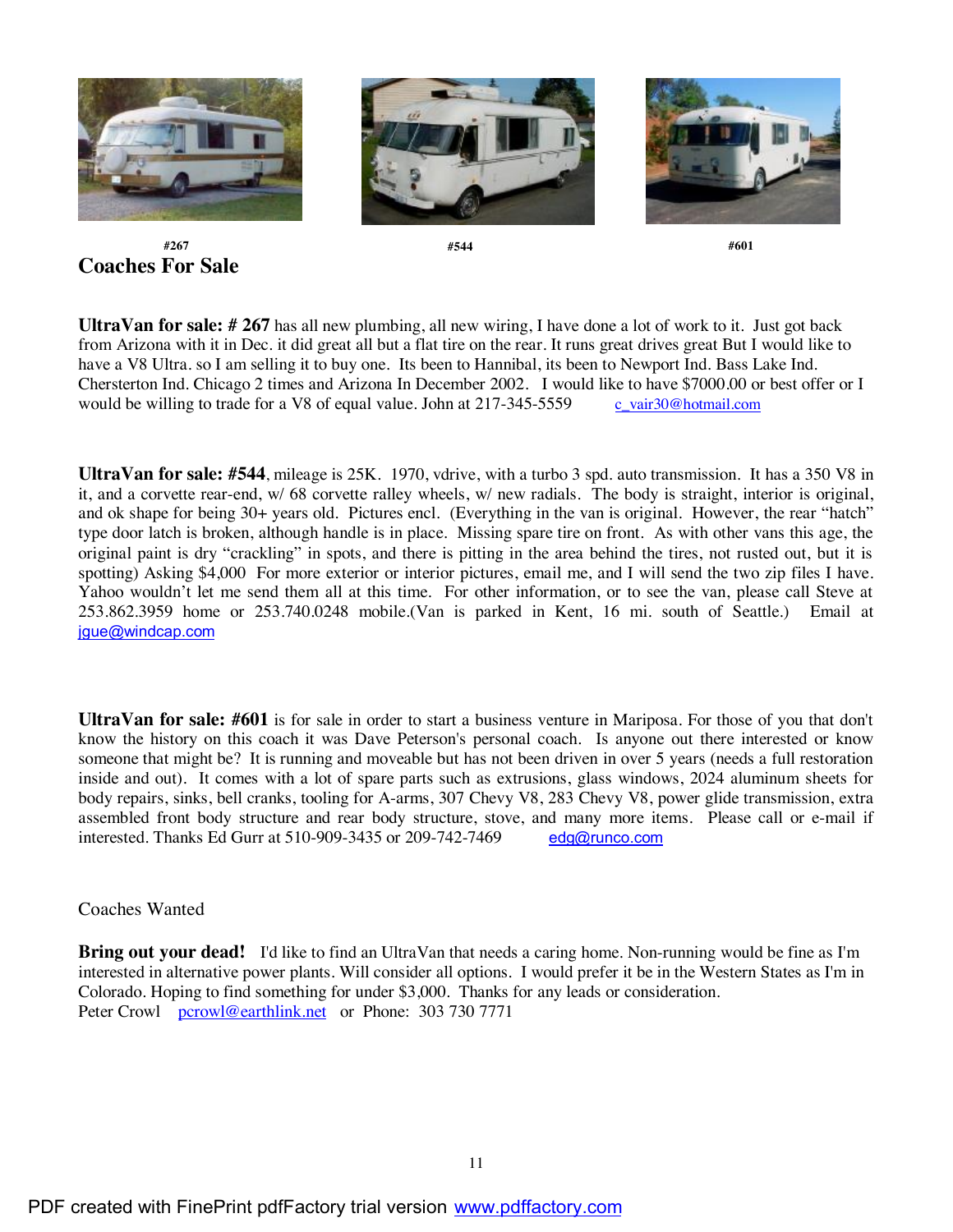#267

#544

#601

## Coaches For Sale

**UltraVan for sale: # 267** has all new plumbing, all new wiring, I have done a lot of work to it. Just got back from Arizona with it in Dec. it did great all but a flat tire on the rear. It runs great drives great But I would like to have a V8 Ultra. so I am selling it to buy one. Its been to Hannibal, its been to Newport Ind. Bass Lake Ind. Chersterton Ind. Chicago 2 times and Arizona In December 2002. I would like to have $7000.00 or best offer or I would be willing to trade for a V8 of equal value. John at 217-345-5559 c_vair30@hotmail.com

**UltraVan for sale: #544**, mileage is 25K. 1970, vdrive, with a turbo 3 spd. auto transmission. It has a 350 V8 in it, and a corvette rear-end, w/ 68 corvette ralley wheels, w/ new radials. The body is straight, interior is original, and ok shape for being 30+ years old. Pictures encl. (Everything in the van is original. However, the rear "hatch" type door latch is broken, although handle is in place. Missing spare tire on front. As with other vans this age, the original paint is dry "crackling" in spots, and there is pitting in the area behind the tires, not rusted out, but it is spotting) Asking $4,000 For more exterior or interior pictures, email me, and I will send the two zip files I have. Yahoo wouldn't let me send them all at this time. For other information, or to see the van, please call Steve at 253.862.3959 home or 253.740.0248 mobile.(Van is parked in Kent, 16 mi. south of Seattle.) Email at jgue@windcap.com

**UltraVan for sale: #601** is for sale in order to start a business venture in Mariposa. For those of you that don't know the history on this coach it was Dave Peterson's personal coach. Is anyone out there interested or know someone that might be? It is running and moveable but has not been driven in over 5 years (needs a full restoration inside and out). It comes with a lot of spare parts such as extrusions, glass windows, 2024 aluminum sheets for body repairs, sinks, bell cranks, tooling for A-arms, 307 Chevy V8, 283 Chevy V8, power glide transmission, extra assembled front body structure and rear body structure, stove, and many more items. Please call or e-mail if interested. Thanks Ed Gurr at 510-909-3435 or 209-742-7469 edg@runco.com

Coaches Wanted

**Bring out your dead!** I'd like to find an UltraVan that needs a caring home. Non-running would be fine as I'm interested in alternative power plants. Will consider all options. I would prefer it be in the Western States as I'm in Colorado. Hoping to find something for under $3,000. Thanks for any leads or consideration.
Peter Crowl pcrowl@earthlink.net or Phone: 303 730 7771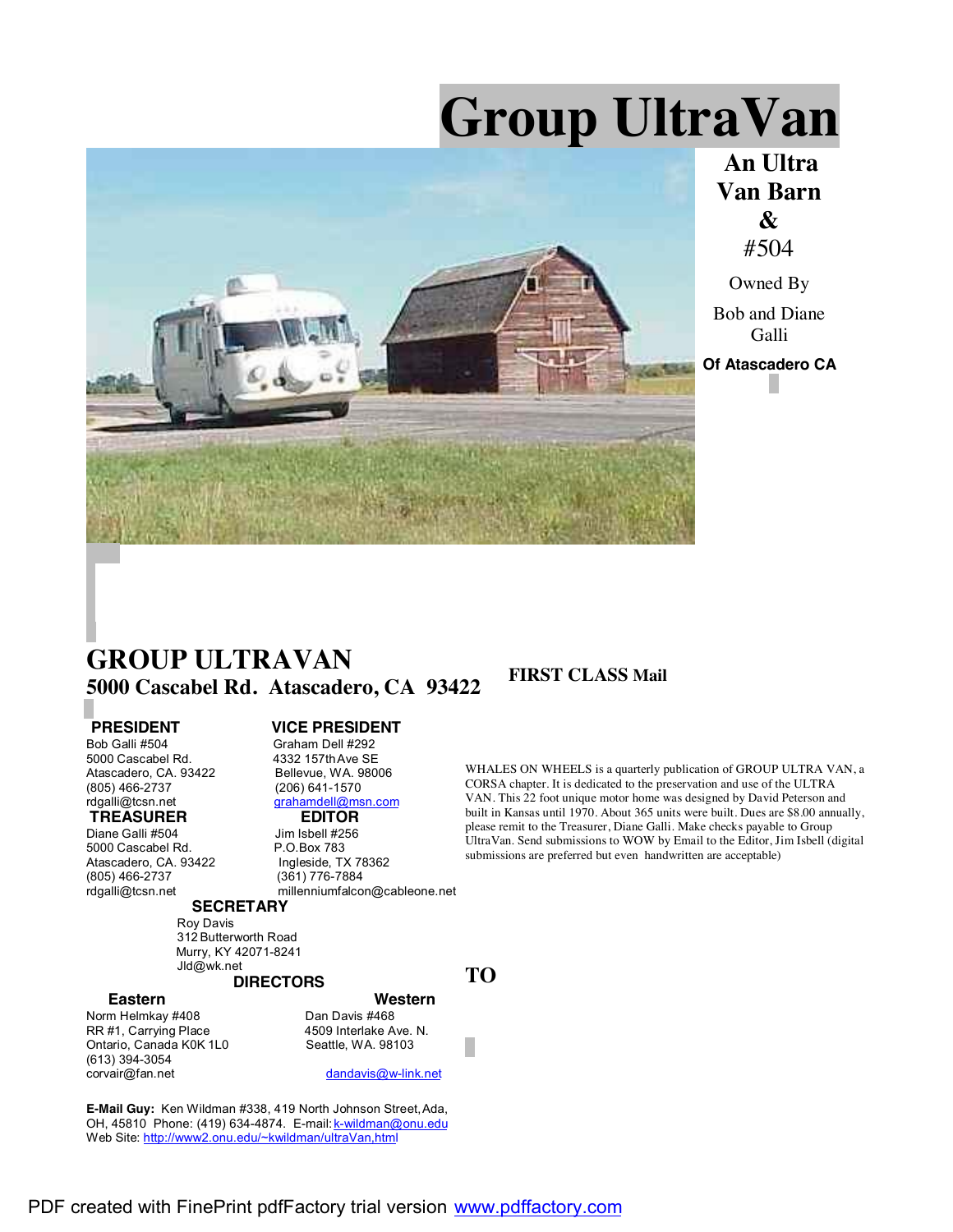# Group UltraVan

An Ultra Van Barn & #504

Owned By

Bob and Diane Galli

**Of Atascadero CA**

## GROUP ULTRAVAN
**5000 Cascabel Rd. Atascadero, CA 93422**

**FIRST CLASS Mail**

**PRESIDENT**
Bob Galli #504
5000 Cascabel Rd.
Atascadero, CA. 93422
(805) 466-2737
rdgalli@tcsn.net

**VICE PRESIDENT**
Graham Dell #292
4332 157th Ave SE
Bellevue, WA. 98006
(206) 641-1570
grahamdell@msn.com

**TREASURER**
Diane Galli #504
5000 Cascabel Rd.
Atascadero, CA. 93422
(805) 466-2737
rdgalli@tcsn.net

**EDITOR**
Jim Isbell #256
P.O.Box 783
Ingleside, TX 78362
(361) 776-7884
millenniumfalcon@cableone.net

**SECRETARY**
Roy Davis
312 Butterworth Road
Murry, KY 42071-8241
Jld@wk.net

**DIRECTORS**

**Eastern**
Norm Helmkay #408
RR #1, Carrying Place
Ontario, Canada K0K 1L0
(613) 394-3054
corvair@fan.net

**Western**
Dan Davis #468
4509 Interlake Ave. N.
Seattle, WA. 98103
dandavis@w-link.net

**E-Mail Guy:** Ken Wildman #338, 419 North Johnson Street, Ada, OH, 45810 Phone: (419) 634-4874. E-mail: k-wildman@onu.edu
Web Site: http://www2.onu.edu/~kwildman/ultraVan,html

WHALES ON WHEELS is a quarterly publication of GROUP ULTRA VAN, a CORSA chapter. It is dedicated to the preservation and use of the ULTRA VAN. This 22 foot unique motor home was designed by David Peterson and built in Kansas until 1970. About 365 units were built. Dues are $8.00 annually, please remit to the Treasurer, Diane Galli. Make checks payable to Group UltraVan. Send submissions to WOW by Email to the Editor, Jim Isbell (digital submissions are preferred but even handwritten are acceptable)

**TO**